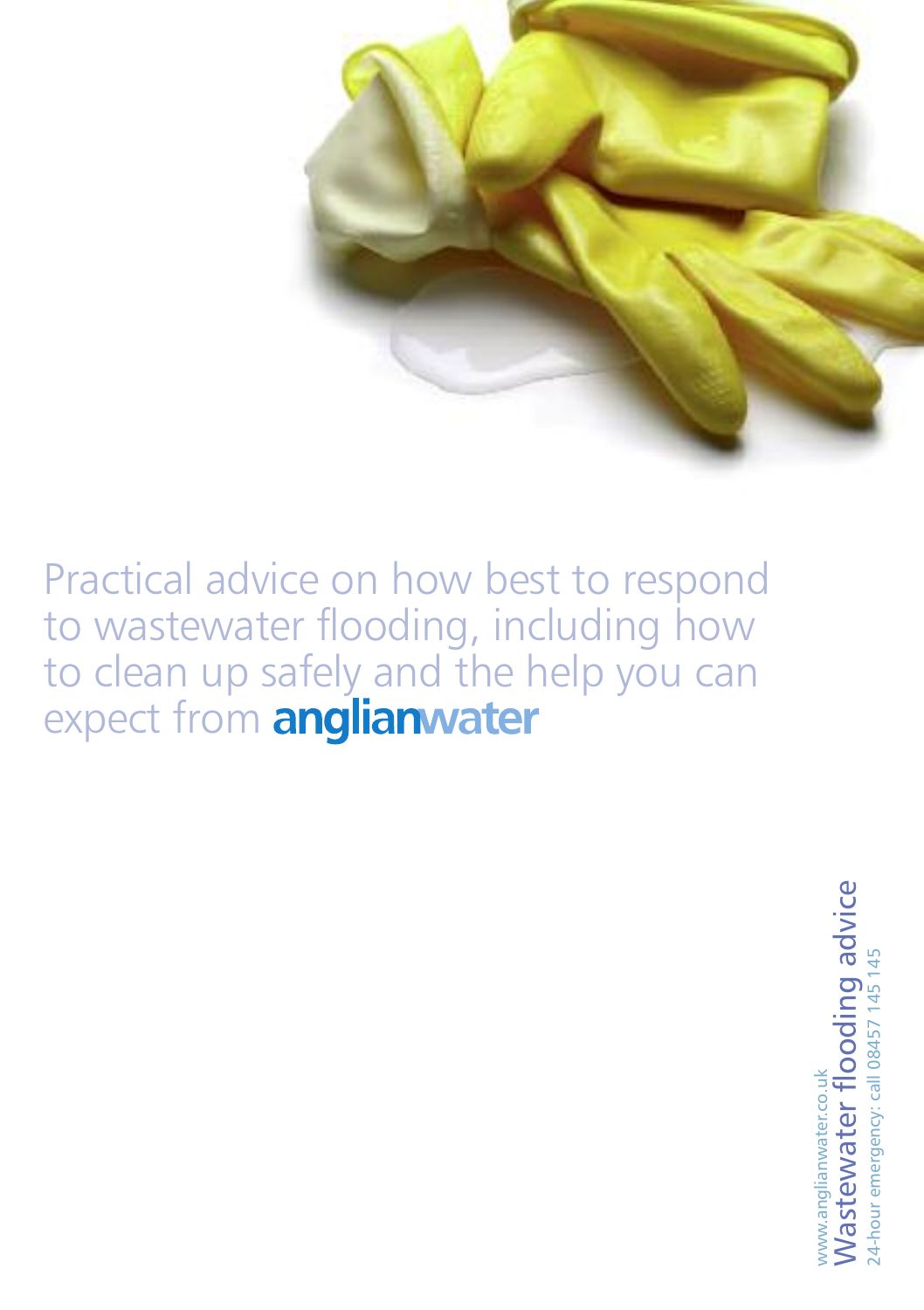Practical advice on how best to respond to wastewater flooding, including how to clean up safely and the help you can expect from **anglianwater**

www.anglianwater.co.uk

# Wastewater flooding advice

24-hour emergency: call 08457 145 145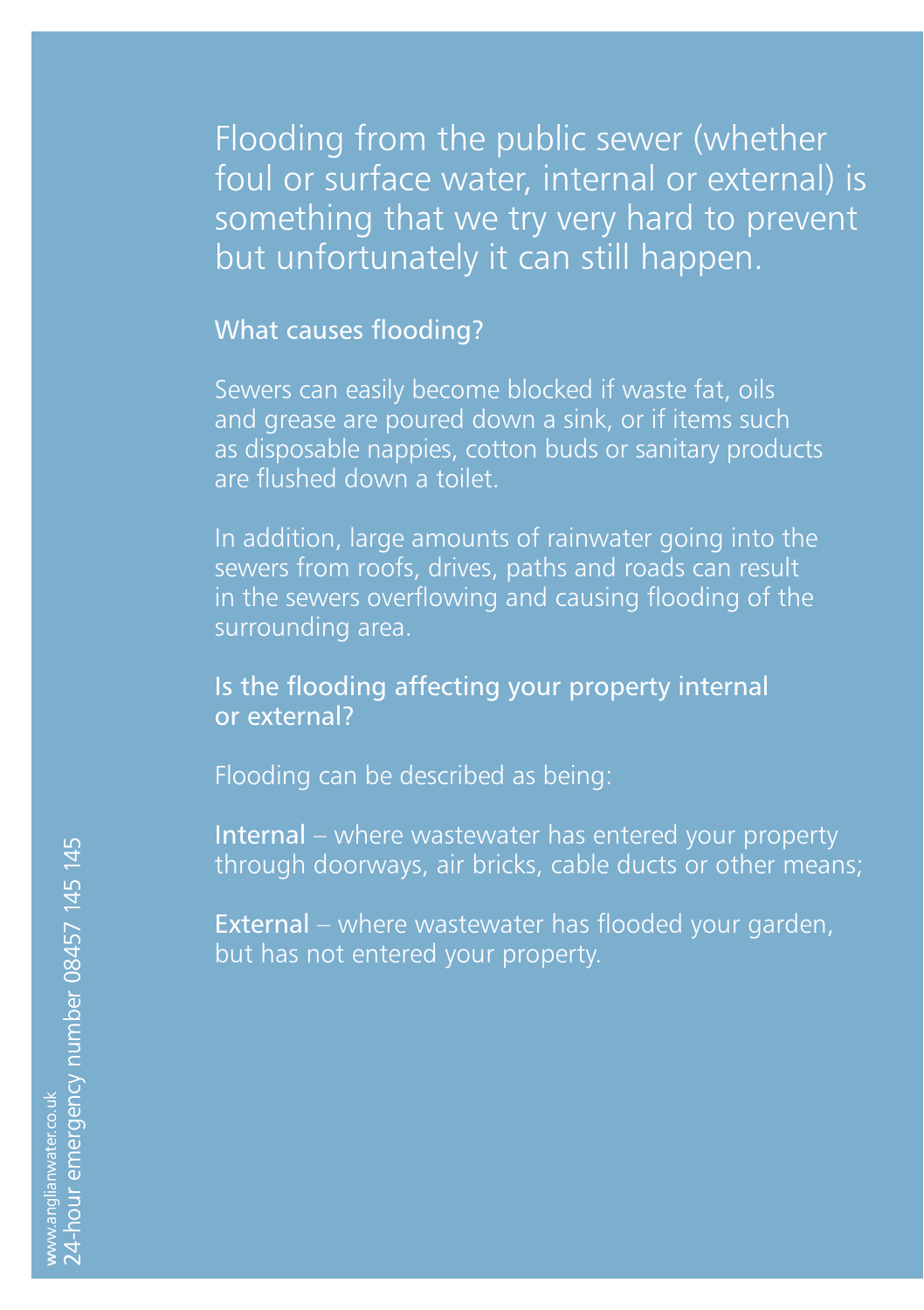Flooding from the public sewer (whether foul or surface water, internal or external) is something that we try very hard to prevent but unfortunately it can still happen.

## What causes flooding?

Sewers can easily become blocked if waste fat, oils and grease are poured down a sink, or if items such as disposable nappies, cotton buds or sanitary products are flushed down a toilet.

In addition, large amounts of rainwater going into the sewers from roofs, drives, paths and roads can result in the sewers overflowing and causing flooding of the surrounding area.

## Is the flooding affecting your property internal or external?

Flooding can be described as being:

**Internal** – where wastewater has entered your property through doorways, air bricks, cable ducts or other means;

**External** – where wastewater has flooded your garden, but has not entered your property.

www.anglianwater.co.uk
24-hour emergency number 08457 145 145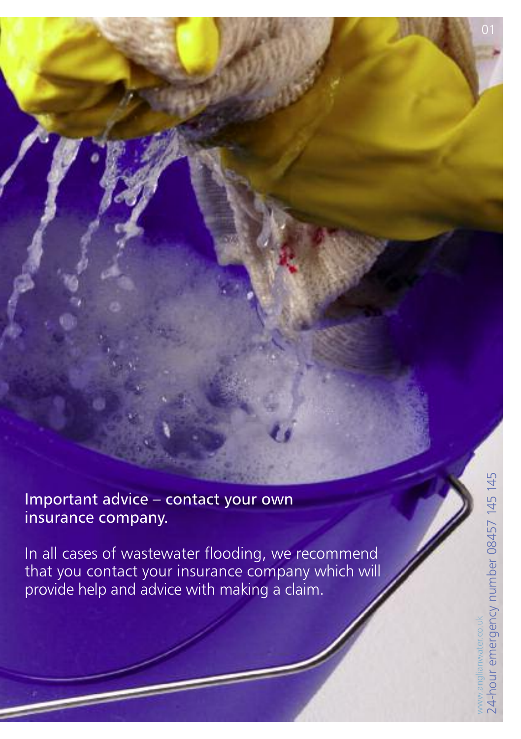## Important advice – contact your own insurance company.

In all cases of wastewater flooding, we recommend that you contact your insurance company which will provide help and advice with making a claim.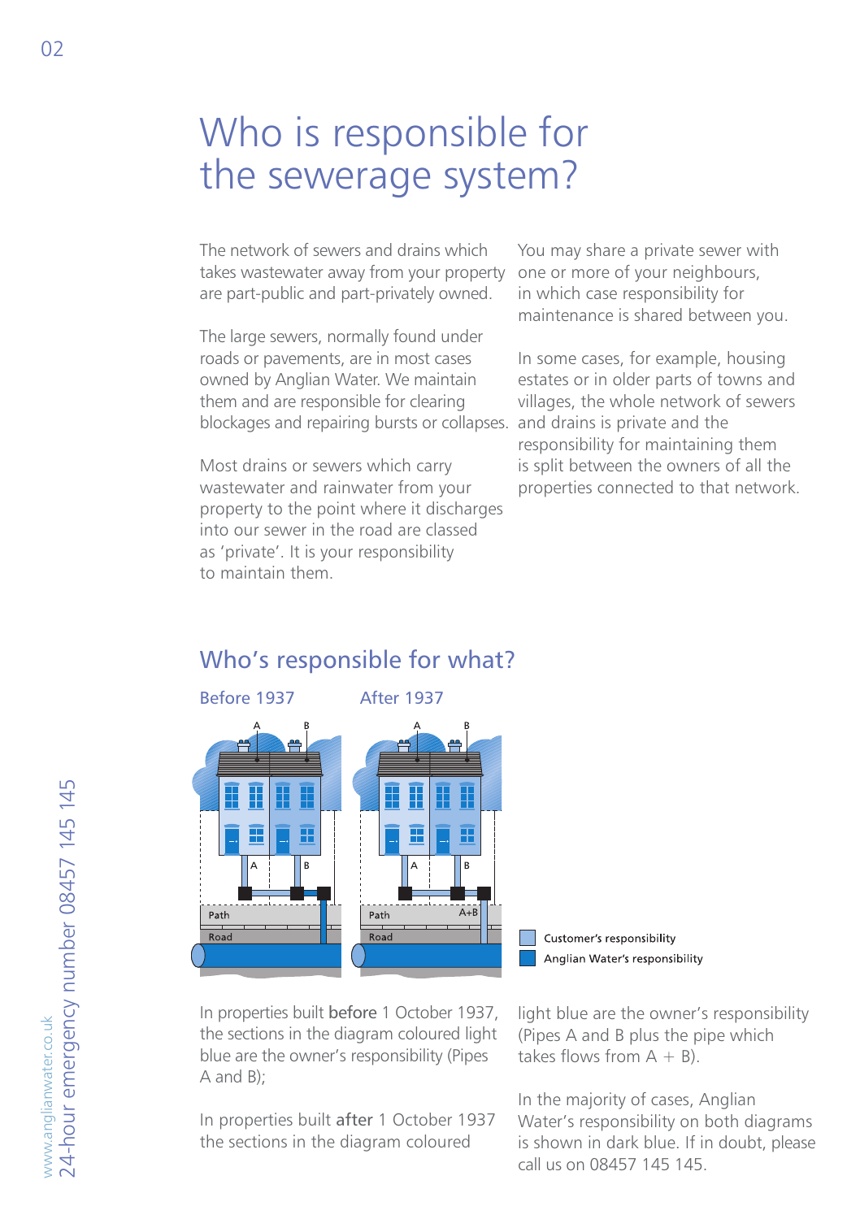# Who is responsible for the sewerage system?

The network of sewers and drains which takes wastewater away from your property are part-public and part-privately owned.

The large sewers, normally found under roads or pavements, are in most cases owned by Anglian Water. We maintain them and are responsible for clearing blockages and repairing bursts or collapses.

Most drains or sewers which carry wastewater and rainwater from your property to the point where it discharges into our sewer in the road are classed as 'private'. It is your responsibility to maintain them.

You may share a private sewer with one or more of your neighbours, in which case responsibility for maintenance is shared between you.

In some cases, for example, housing estates or in older parts of towns and villages, the whole network of sewers and drains is private and the responsibility for maintaining them is split between the owners of all the properties connected to that network.

## Who's responsible for what?

Before 1937

After 1937

Customer's responsibility

Anglian Water's responsibility

In properties built **before** 1 October 1937, the sections in the diagram coloured light blue are the owner's responsibility (Pipes A and B);

In properties built **after** 1 October 1937 the sections in the diagram coloured light blue are the owner's responsibility (Pipes A and B plus the pipe which takes flows from A + B).

In the majority of cases, Anglian Water's responsibility on both diagrams is shown in dark blue. If in doubt, please call us on 08457 145 145.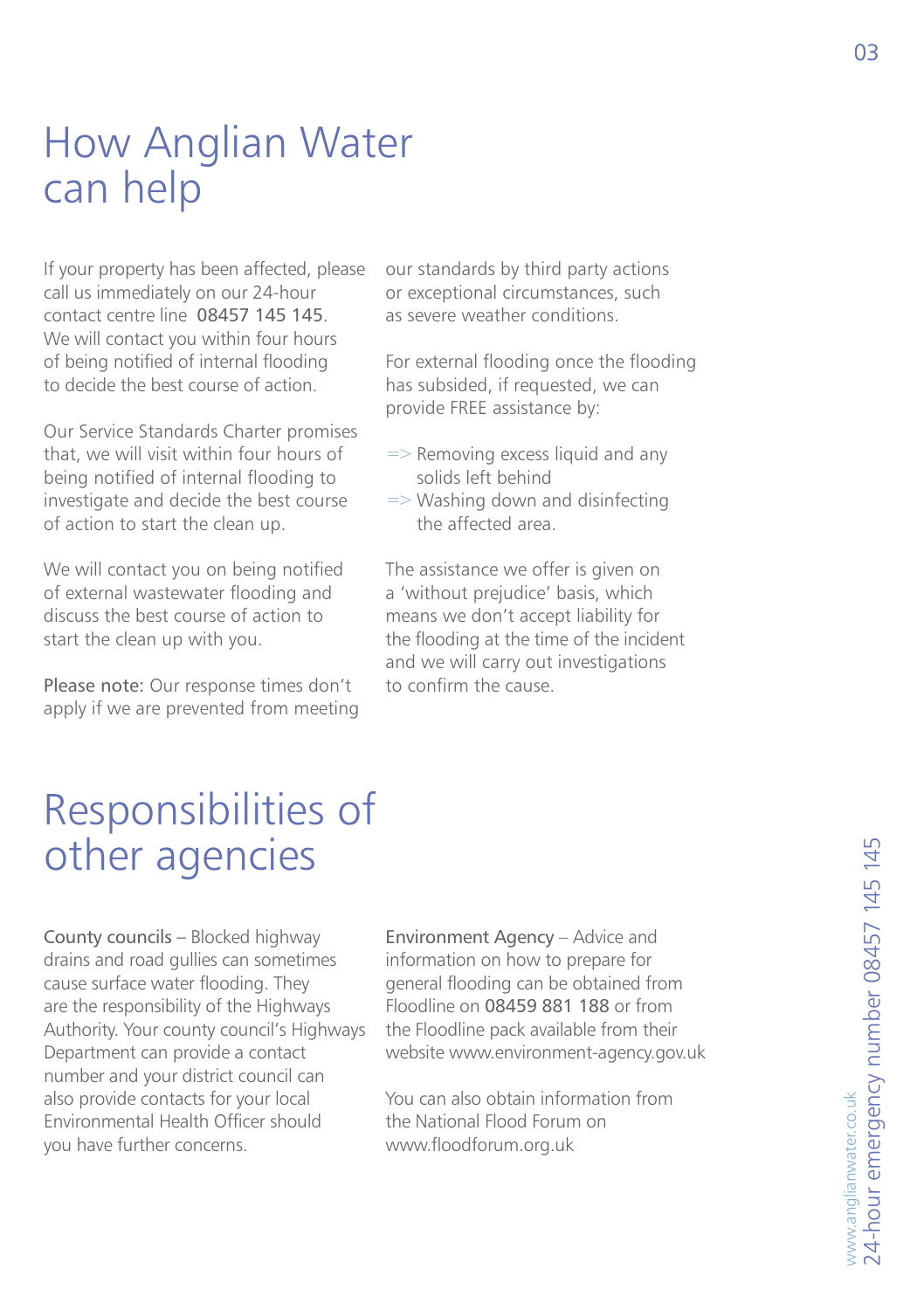# How Anglian Water can help

If your property has been affected, please call us immediately on our 24-hour contact centre line 08457 145 145. We will contact you within four hours of being notified of internal flooding to decide the best course of action.

Our Service Standards Charter promises that, we will visit within four hours of being notified of internal flooding to investigate and decide the best course of action to start the clean up.

We will contact you on being notified of external wastewater flooding and discuss the best course of action to start the clean up with you.

Please note: Our response times don't apply if we are prevented from meeting our standards by third party actions or exceptional circumstances, such as severe weather conditions.

For external flooding once the flooding has subsided, if requested, we can provide FREE assistance by:

- => Removing excess liquid and any solids left behind
- => Washing down and disinfecting the affected area.

The assistance we offer is given on a 'without prejudice' basis, which means we don't accept liability for the flooding at the time of the incident and we will carry out investigations to confirm the cause.

# Responsibilities of other agencies

County councils – Blocked highway drains and road gullies can sometimes cause surface water flooding. They are the responsibility of the Highways Authority. Your county council's Highways Department can provide a contact number and your district council can also provide contacts for your local Environmental Health Officer should you have further concerns.

Environment Agency – Advice and information on how to prepare for general flooding can be obtained from Floodline on 08459 881 188 or from the Floodline pack available from their website www.environment-agency.gov.uk

You can also obtain information from the National Flood Forum on www.floodforum.org.uk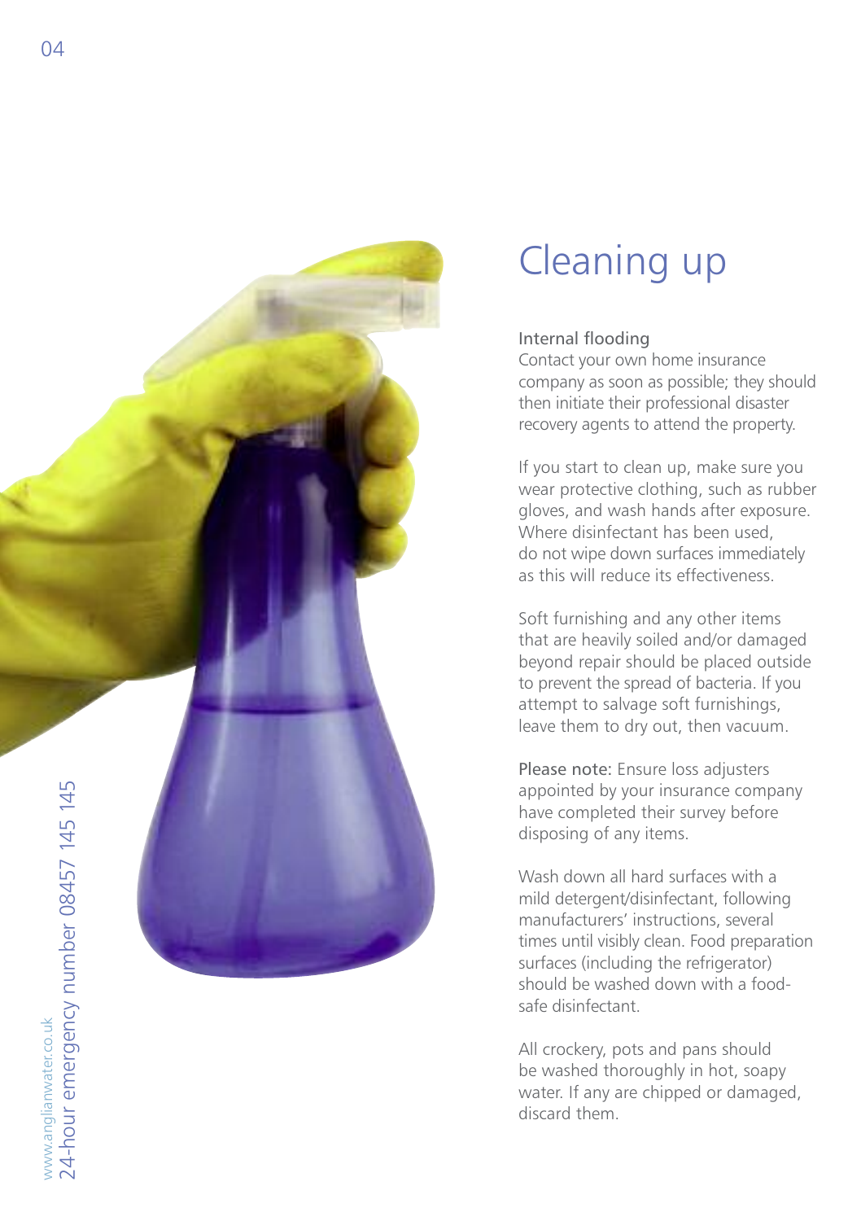# Cleaning up

### Internal flooding

Contact your own home insurance company as soon as possible; they should then initiate their professional disaster recovery agents to attend the property.

If you start to clean up, make sure you wear protective clothing, such as rubber gloves, and wash hands after exposure. Where disinfectant has been used, do not wipe down surfaces immediately as this will reduce its effectiveness.

Soft furnishing and any other items that are heavily soiled and/or damaged beyond repair should be placed outside to prevent the spread of bacteria. If you attempt to salvage soft furnishings, leave them to dry out, then vacuum.

Please note: Ensure loss adjusters appointed by your insurance company have completed their survey before disposing of any items.

Wash down all hard surfaces with a mild detergent/disinfectant, following manufacturers' instructions, several times until visibly clean. Food preparation surfaces (including the refrigerator) should be washed down with a food-safe disinfectant.

All crockery, pots and pans should be washed thoroughly in hot, soapy water. If any are chipped or damaged, discard them.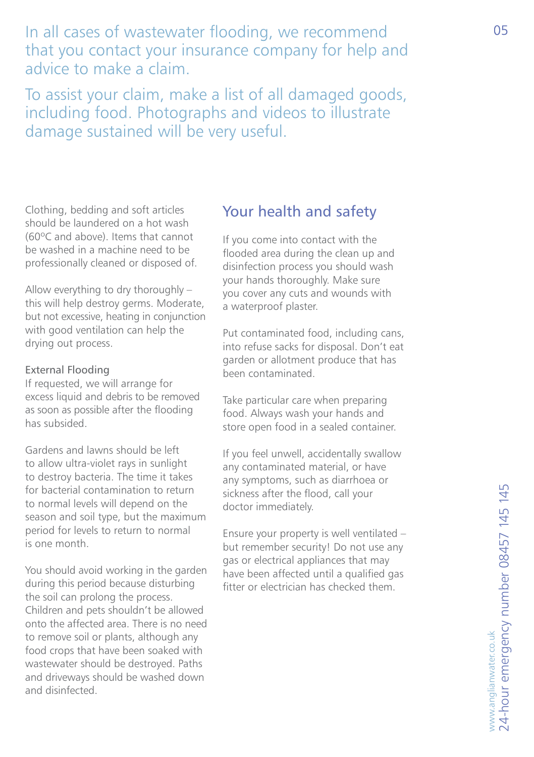In all cases of wastewater flooding, we recommend that you contact your insurance company for help and advice to make a claim.

To assist your claim, make a list of all damaged goods, including food. Photographs and videos to illustrate damage sustained will be very useful.

Clothing, bedding and soft articles should be laundered on a hot wash (60ºC and above). Items that cannot be washed in a machine need to be professionally cleaned or disposed of.

Allow everything to dry thoroughly – this will help destroy germs. Moderate, but not excessive, heating in conjunction with good ventilation can help the drying out process.

### External Flooding

If requested, we will arrange for excess liquid and debris to be removed as soon as possible after the flooding has subsided.

Gardens and lawns should be left to allow ultra-violet rays in sunlight to destroy bacteria. The time it takes for bacterial contamination to return to normal levels will depend on the season and soil type, but the maximum period for levels to return to normal is one month.

You should avoid working in the garden during this period because disturbing the soil can prolong the process. Children and pets shouldn't be allowed onto the affected area. There is no need to remove soil or plants, although any food crops that have been soaked with wastewater should be destroyed. Paths and driveways should be washed down and disinfected.

## Your health and safety

If you come into contact with the flooded area during the clean up and disinfection process you should wash your hands thoroughly. Make sure you cover any cuts and wounds with a waterproof plaster.

Put contaminated food, including cans, into refuse sacks for disposal. Don't eat garden or allotment produce that has been contaminated.

Take particular care when preparing food. Always wash your hands and store open food in a sealed container.

If you feel unwell, accidentally swallow any contaminated material, or have any symptoms, such as diarrhoea or sickness after the flood, call your doctor immediately.

Ensure your property is well ventilated – but remember security! Do not use any gas or electrical appliances that may have been affected until a qualified gas fitter or electrician has checked them.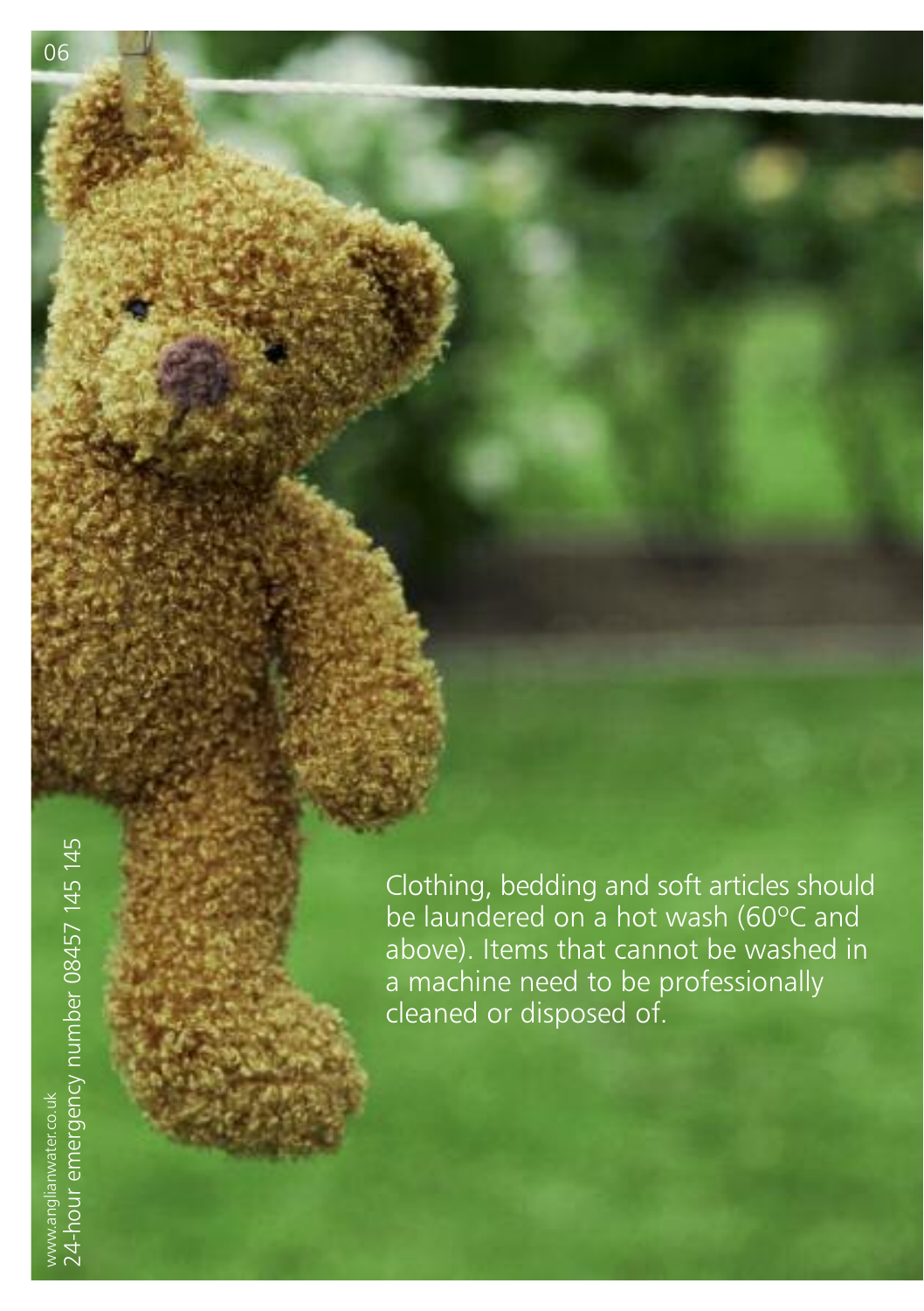Clothing, bedding and soft articles should be laundered on a hot wash (60°C and above). Items that cannot be washed in a machine need to be professionally cleaned or disposed of.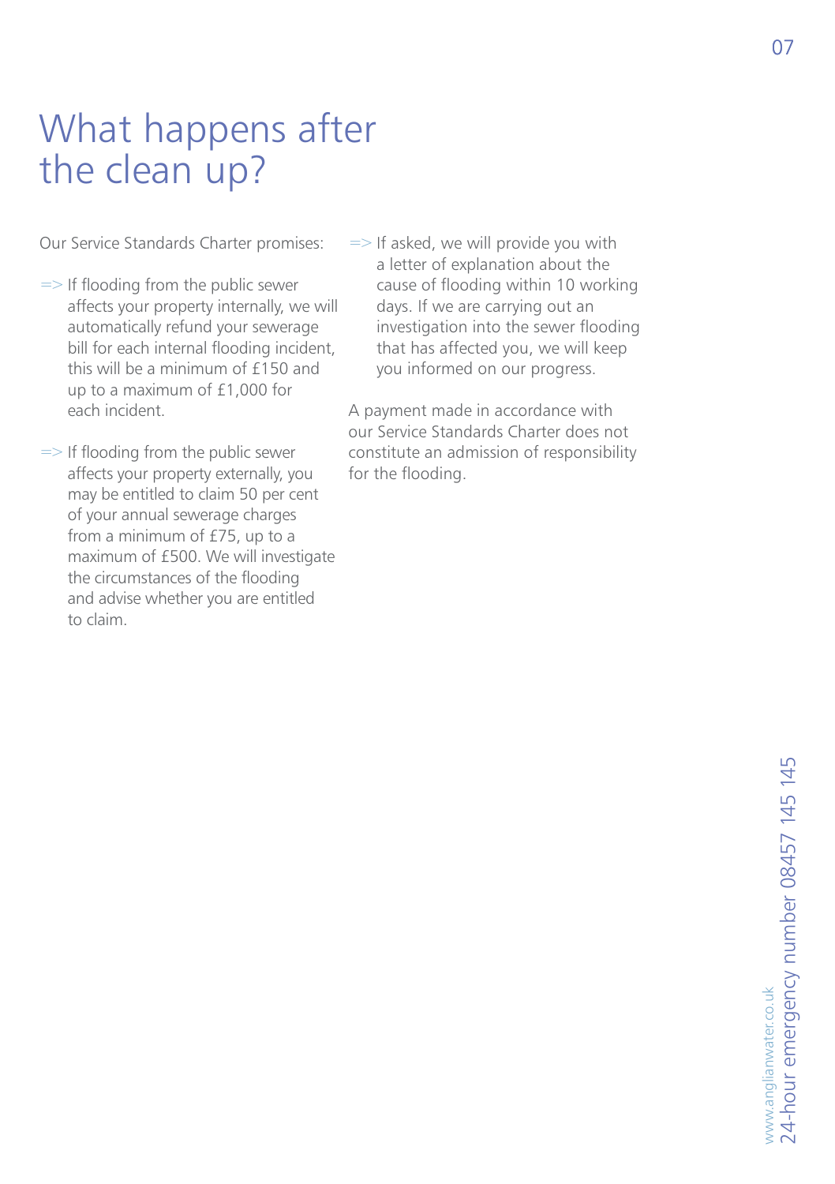# What happens after the clean up?

Our Service Standards Charter promises:

- => If flooding from the public sewer affects your property internally, we will automatically refund your sewerage bill for each internal flooding incident, this will be a minimum of £150 and up to a maximum of £1,000 for each incident.
- => If flooding from the public sewer affects your property externally, you may be entitled to claim 50 per cent of your annual sewerage charges from a minimum of £75, up to a maximum of £500. We will investigate the circumstances of the flooding and advise whether you are entitled to claim.
- => If asked, we will provide you with a letter of explanation about the cause of flooding within 10 working days. If we are carrying out an investigation into the sewer flooding that has affected you, we will keep you informed on our progress.

A payment made in accordance with our Service Standards Charter does not constitute an admission of responsibility for the flooding.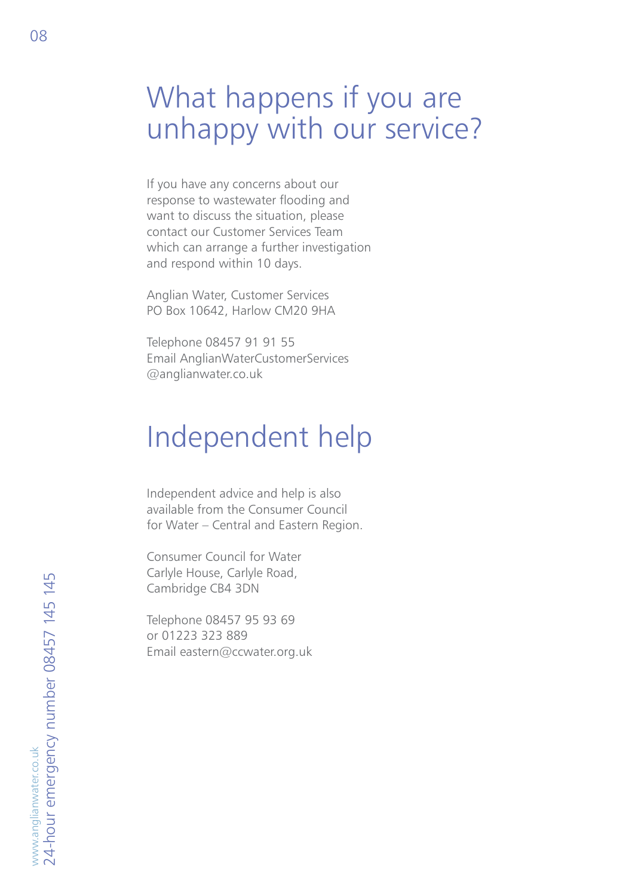# What happens if you are unhappy with our service?

If you have any concerns about our response to wastewater flooding and want to discuss the situation, please contact our Customer Services Team which can arrange a further investigation and respond within 10 days.

Anglian Water, Customer Services
PO Box 10642, Harlow CM20 9HA

Telephone 08457 91 91 55
Email AnglianWaterCustomerServices@anglianwater.co.uk

# Independent help

Independent advice and help is also available from the Consumer Council for Water – Central and Eastern Region.

Consumer Council for Water
Carlyle House, Carlyle Road,
Cambridge CB4 3DN

Telephone 08457 95 93 69
or 01223 323 889
Email eastern@ccwater.org.uk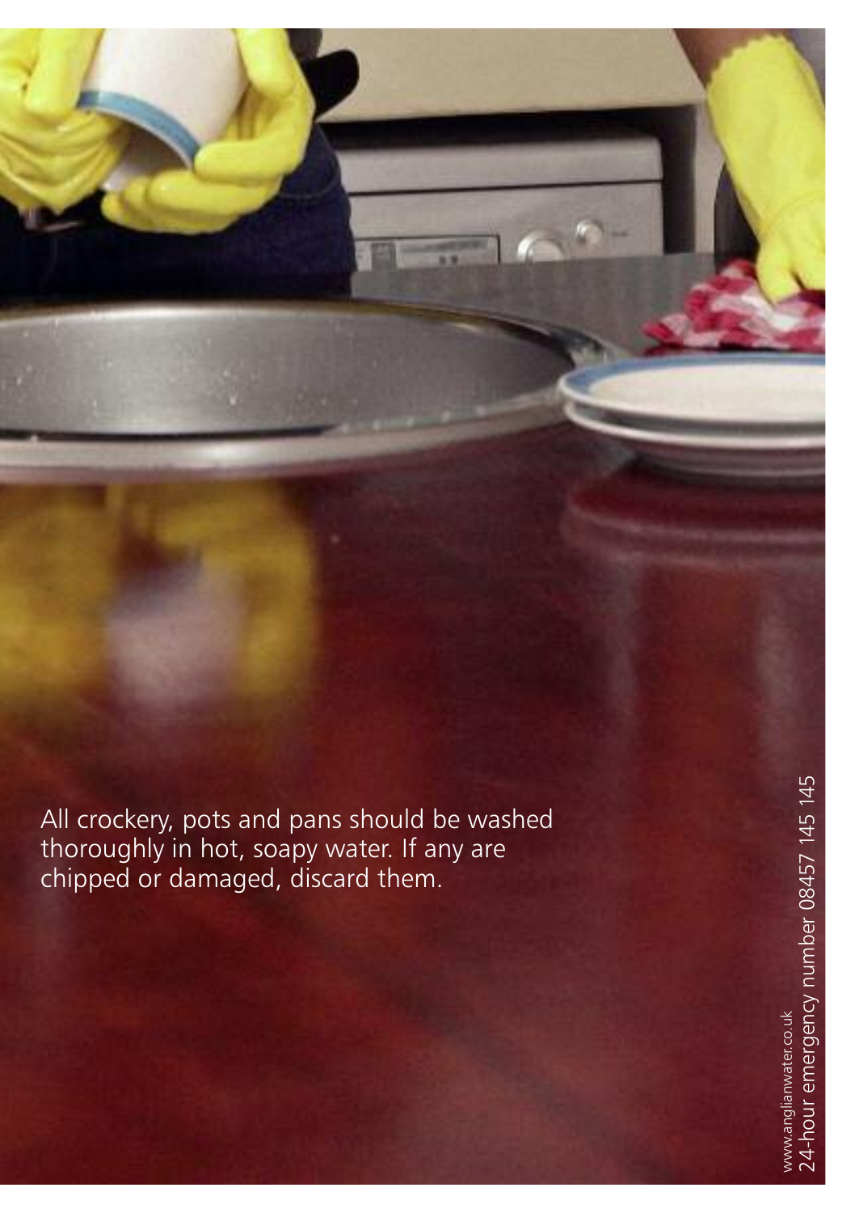All crockery, pots and pans should be washed thoroughly in hot, soapy water. If any are chipped or damaged, discard them.

www.anglianwater.co.uk
24-hour emergency number 08457 145 145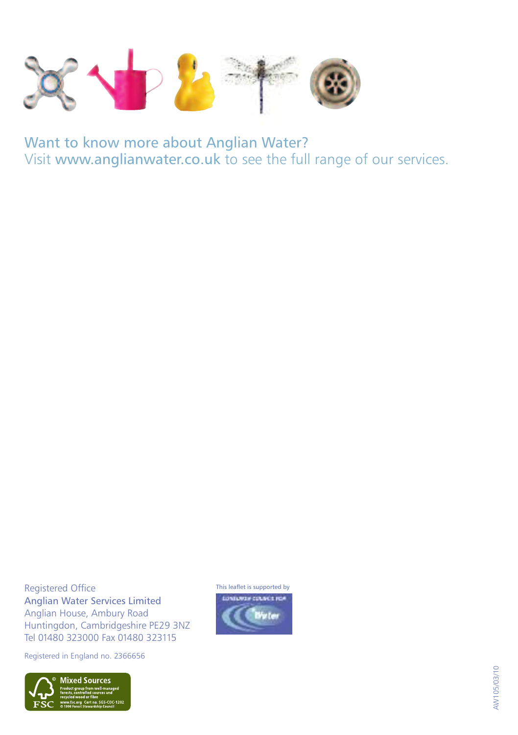Want to know more about Anglian Water?
Visit www.anglianwater.co.uk to see the full range of our services.

Registered Office
Anglian Water Services Limited
Anglian House, Ambury Road
Huntingdon, Cambridgeshire PE29 3NZ
Tel 01480 323000 Fax 01480 323115

Registered in England no. 2366656

This leaflet is supported by

Mixed Sources
Product group from well-managed forests, controlled sources and recycled wood or fibre
www.fsc.org Cert no. SGS-COC-1202
© 1996 Forest Stewardship Council

AW105/03/10